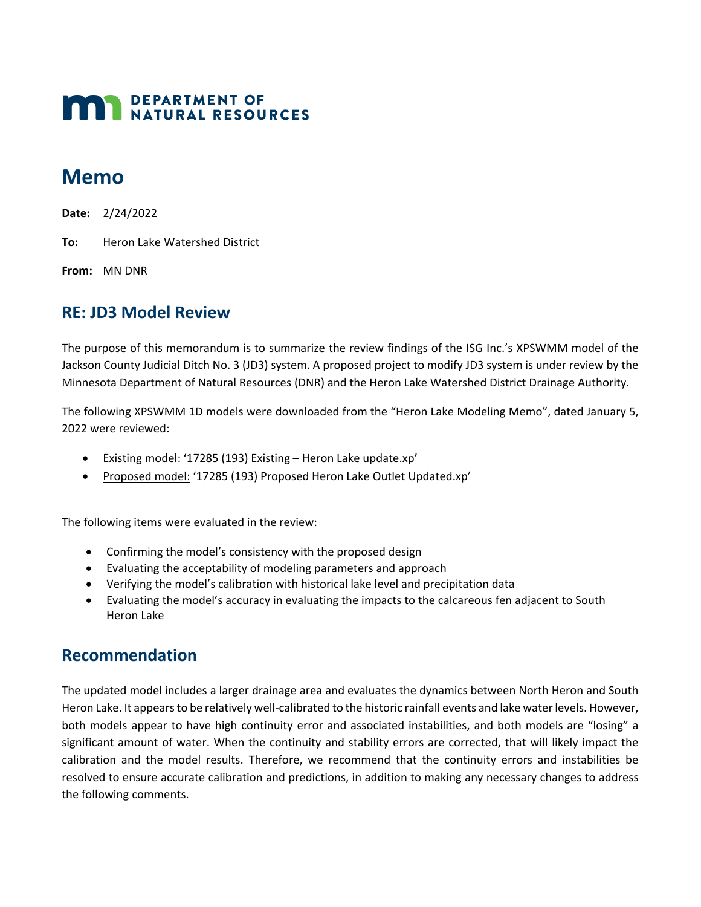**DEPARTMENT OF NATURAL RESOURCES**

# Memo

**Date:** 2/24/2022

**To:** Heron Lake Watershed District

**From:** MN DNR

## RE: JD3 Model Review

The purpose of this memorandum is to summarize the review findings of the ISG Inc.'s XPSWMM model of the Jackson County Judicial Ditch No. 3 (JD3) system. A proposed project to modify JD3 system is under review by the Minnesota Department of Natural Resources (DNR) and the Heron Lake Watershed District Drainage Authority.

The following XPSWMM 1D models were downloaded from the "Heron Lake Modeling Memo", dated January 5, 2022 were reviewed:

- Existing model: '17285 (193) Existing – Heron Lake update.xp'
- Proposed model: '17285 (193) Proposed Heron Lake Outlet Updated.xp'

The following items were evaluated in the review:

- Confirming the model's consistency with the proposed design
- Evaluating the acceptability of modeling parameters and approach
- Verifying the model's calibration with historical lake level and precipitation data
- Evaluating the model's accuracy in evaluating the impacts to the calcareous fen adjacent to South Heron Lake

## Recommendation

The updated model includes a larger drainage area and evaluates the dynamics between North Heron and South Heron Lake. It appears to be relatively well-calibrated to the historic rainfall events and lake water levels. However, both models appear to have high continuity error and associated instabilities, and both models are "losing" a significant amount of water. When the continuity and stability errors are corrected, that will likely impact the calibration and the model results. Therefore, we recommend that the continuity errors and instabilities be resolved to ensure accurate calibration and predictions, in addition to making any necessary changes to address the following comments.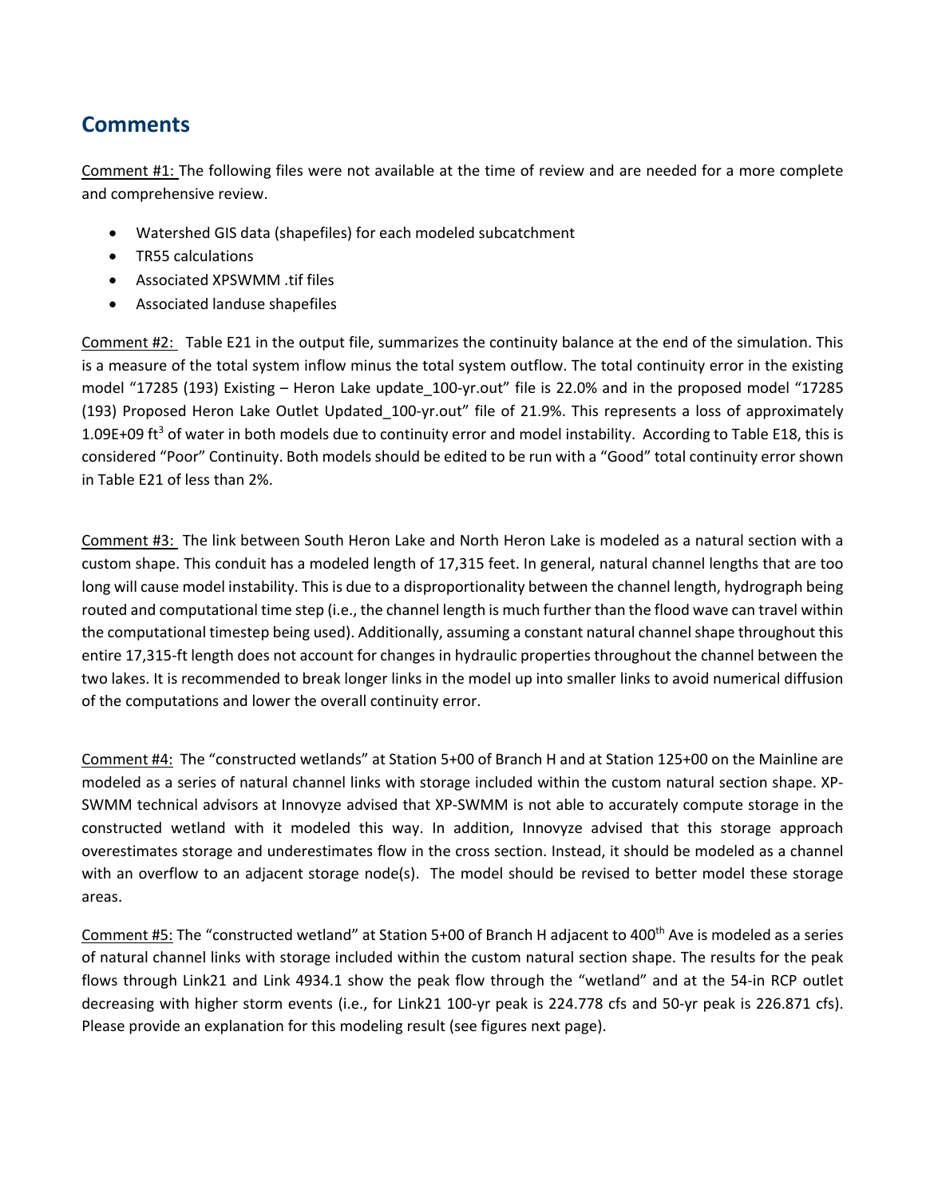## Comments

Comment #1: The following files were not available at the time of review and are needed for a more complete and comprehensive review.

- Watershed GIS data (shapefiles) for each modeled subcatchment
- TR55 calculations
- Associated XPSWMM .tif files
- Associated landuse shapefiles

Comment #2: Table E21 in the output file, summarizes the continuity balance at the end of the simulation. This is a measure of the total system inflow minus the total system outflow. The total continuity error in the existing model "17285 (193) Existing – Heron Lake update_100-yr.out" file is 22.0% and in the proposed model "17285 (193) Proposed Heron Lake Outlet Updated_100-yr.out" file of 21.9%. This represents a loss of approximately 1.09E+09 ft$^3$ of water in both models due to continuity error and model instability. According to Table E18, this is considered "Poor" Continuity. Both models should be edited to be run with a "Good" total continuity error shown in Table E21 of less than 2%.

Comment #3: The link between South Heron Lake and North Heron Lake is modeled as a natural section with a custom shape. This conduit has a modeled length of 17,315 feet. In general, natural channel lengths that are too long will cause model instability. This is due to a disproportionality between the channel length, hydrograph being routed and computational time step (i.e., the channel length is much further than the flood wave can travel within the computational timestep being used). Additionally, assuming a constant natural channel shape throughout this entire 17,315-ft length does not account for changes in hydraulic properties throughout the channel between the two lakes. It is recommended to break longer links in the model up into smaller links to avoid numerical diffusion of the computations and lower the overall continuity error.

Comment #4: The "constructed wetlands" at Station 5+00 of Branch H and at Station 125+00 on the Mainline are modeled as a series of natural channel links with storage included within the custom natural section shape. XP-SWMM technical advisors at Innovyze advised that XP-SWMM is not able to accurately compute storage in the constructed wetland with it modeled this way. In addition, Innovyze advised that this storage approach overestimates storage and underestimates flow in the cross section. Instead, it should be modeled as a channel with an overflow to an adjacent storage node(s). The model should be revised to better model these storage areas.

Comment #5: The "constructed wetland" at Station 5+00 of Branch H adjacent to 400$^{th}$ Ave is modeled as a series of natural channel links with storage included within the custom natural section shape. The results for the peak flows through Link21 and Link 4934.1 show the peak flow through the "wetland" and at the 54-in RCP outlet decreasing with higher storm events (i.e., for Link21 100-yr peak is 224.778 cfs and 50-yr peak is 226.871 cfs). Please provide an explanation for this modeling result (see figures next page).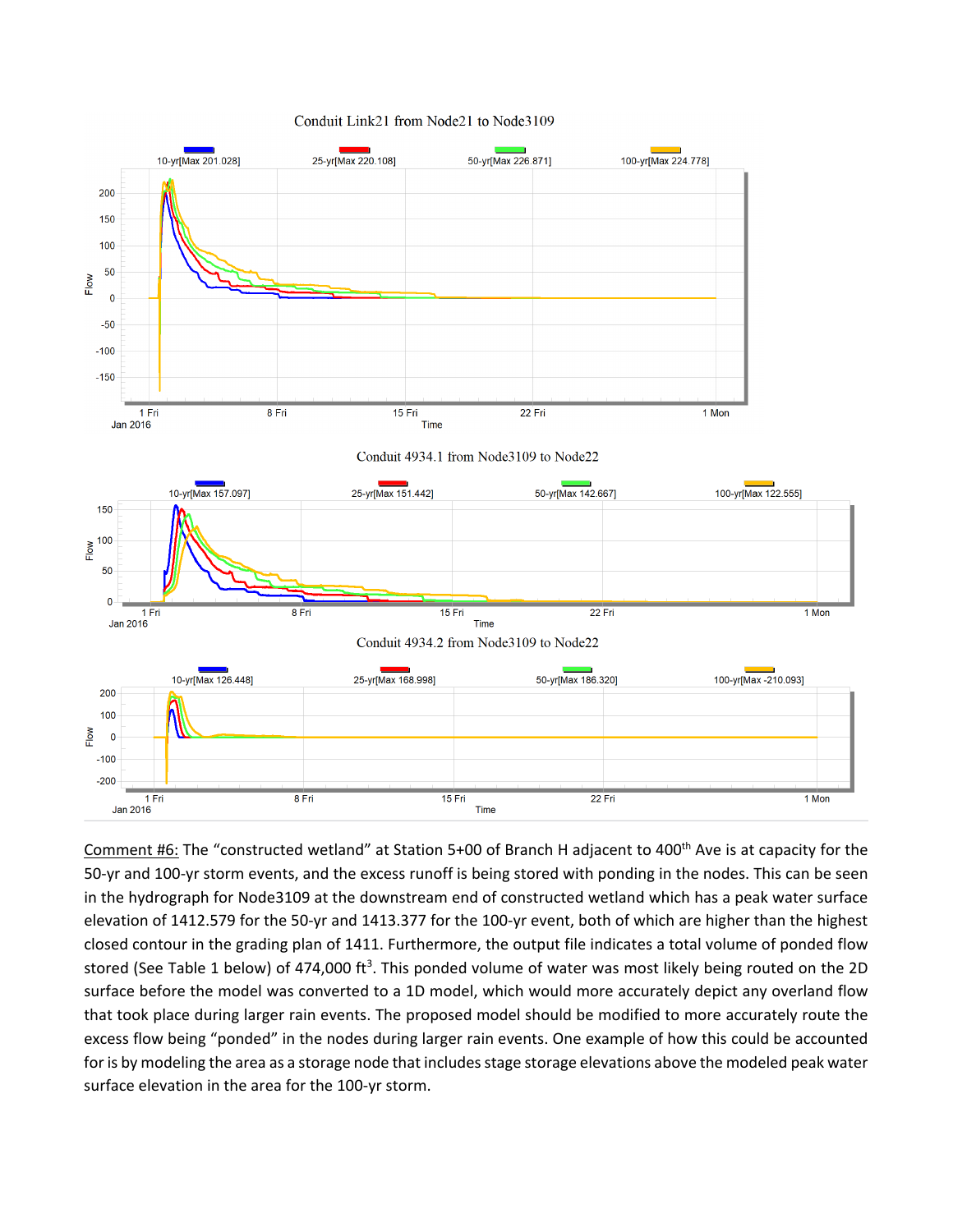Conduit Link21 from Node21 to Node3109

10-yr[Max 201.028] 25-yr[Max 220.108] 50-yr[Max 226.871] 100-yr[Max 224.778]

Conduit 4934.1 from Node3109 to Node22

10-yr[Max 157.097] 25-yr[Max 151.442] 50-yr[Max 142.667] 100-yr[Max 122.555]

Conduit 4934.2 from Node3109 to Node22

10-yr[Max 126.448] 25-yr[Max 168.998] 50-yr[Max 186.320] 100-yr[Max -210.093]

Comment #6: The "constructed wetland" at Station 5+00 of Branch H adjacent to 400th Ave is at capacity for the 50-yr and 100-yr storm events, and the excess runoff is being stored with ponding in the nodes. This can be seen in the hydrograph for Node3109 at the downstream end of constructed wetland which has a peak water surface elevation of 1412.579 for the 50-yr and 1413.377 for the 100-yr event, both of which are higher than the highest closed contour in the grading plan of 1411. Furthermore, the output file indicates a total volume of ponded flow stored (See Table 1 below) of 474,000 $ft^3$. This ponded volume of water was most likely being routed on the 2D surface before the model was converted to a 1D model, which would more accurately depict any overland flow that took place during larger rain events. The proposed model should be modified to more accurately route the excess flow being "ponded" in the nodes during larger rain events. One example of how this could be accounted for is by modeling the area as a storage node that includes stage storage elevations above the modeled peak water surface elevation in the area for the 100-yr storm.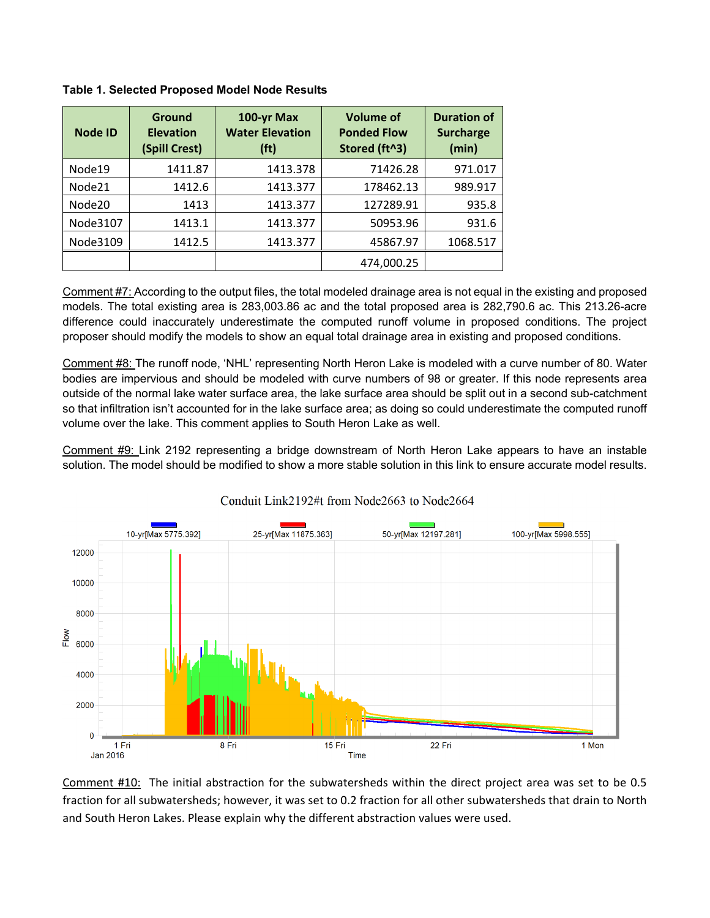**Table 1. Selected Proposed Model Node Results**

| Node ID | Ground Elevation (Spill Crest) | 100-yr Max Water Elevation (ft) | Volume of Ponded Flow Stored (ft^3) | Duration of Surcharge (min) |
|---|---|---|---|---|
| Node19 | 1411.87 | 1413.378 | 71426.28 | 971.017 |
| Node21 | 1412.6 | 1413.377 | 178462.13 | 989.917 |
| Node20 | 1413 | 1413.377 | 127289.91 | 935.8 |
| Node3107 | 1413.1 | 1413.377 | 50953.96 | 931.6 |
| Node3109 | 1412.5 | 1413.377 | 45867.97 | 1068.517 |
| | | | 474,000.25 | |

Comment #7: According to the output files, the total modeled drainage area is not equal in the existing and proposed models. The total existing area is 283,003.86 ac and the total proposed area is 282,790.6 ac. This 213.26-acre difference could inaccurately underestimate the computed runoff volume in proposed conditions. The project proposer should modify the models to show an equal total drainage area in existing and proposed conditions.

Comment #8: The runoff node, 'NHL' representing North Heron Lake is modeled with a curve number of 80. Water bodies are impervious and should be modeled with curve numbers of 98 or greater. If this node represents area outside of the normal lake water surface area, the lake surface area should be split out in a second sub-catchment so that infiltration isn't accounted for in the lake surface area; as doing so could underestimate the computed runoff volume over the lake. This comment applies to South Heron Lake as well.

Comment #9: Link 2192 representing a bridge downstream of North Heron Lake appears to have an instable solution. The model should be modified to show a more stable solution in this link to ensure accurate model results.

Conduit Link2192#t from Node2663 to Node2664

10-yr[Max 5775.392]
25-yr[Max 11875.363]
50-yr[Max 12197.281]
100-yr[Max 5998.555]

Flow
12000
10000
8000
6000
4000
2000
0

1 Fri
Jan 2016
8 Fri
15 Fri
22 Fri
1 Mon
Time

Comment #10: The initial abstraction for the subwatersheds within the direct project area was set to be 0.5 fraction for all subwatersheds; however, it was set to 0.2 fraction for all other subwatersheds that drain to North and South Heron Lakes. Please explain why the different abstraction values were used.